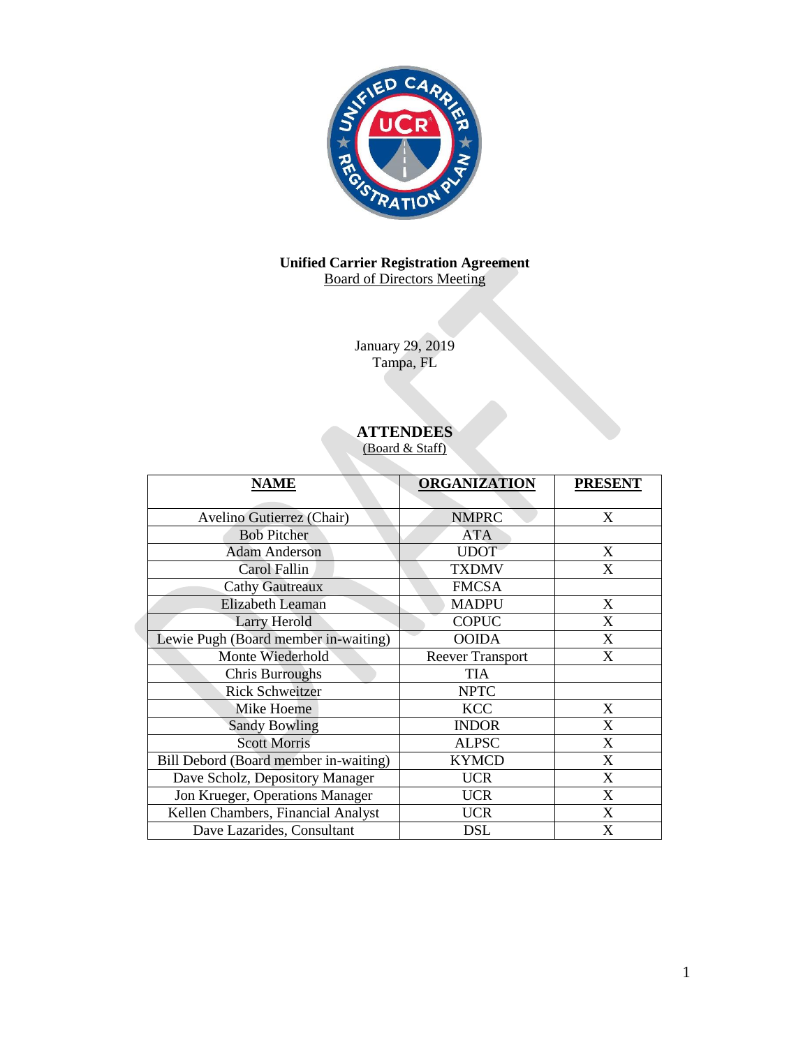**Unified Carrier Registration Agreement**
Board of Directors Meeting

January 29, 2019
Tampa, FL

## ATTENDEES
(Board & Staff)

| NAME | ORGANIZATION | PRESENT |
|---|---|---|
| Avelino Gutierrez (Chair) | NMPRC | X |
| Bob Pitcher | ATA | |
| Adam Anderson | UDOT | X |
| Carol Fallin | TXDMV | X |
| Cathy Gautreaux | FMCSA | |
| Elizabeth Leaman | MADPU | X |
| Larry Herold | COPUC | X |
| Lewie Pugh (Board member in-waiting) | OOIDA | X |
| Monte Wiederhold | Reever Transport | X |
| Chris Burroughs | TIA | |
| Rick Schweitzer | NPTC | |
| Mike Hoeme | KCC | X |
| Sandy Bowling | INDOR | X |
| Scott Morris | ALPSC | X |
| Bill Debord (Board member in-waiting) | KYMCD | X |
| Dave Scholz, Depository Manager | UCR | X |
| Jon Krueger, Operations Manager | UCR | X |
| Kellen Chambers, Financial Analyst | UCR | X |
| Dave Lazarides, Consultant | DSL | X |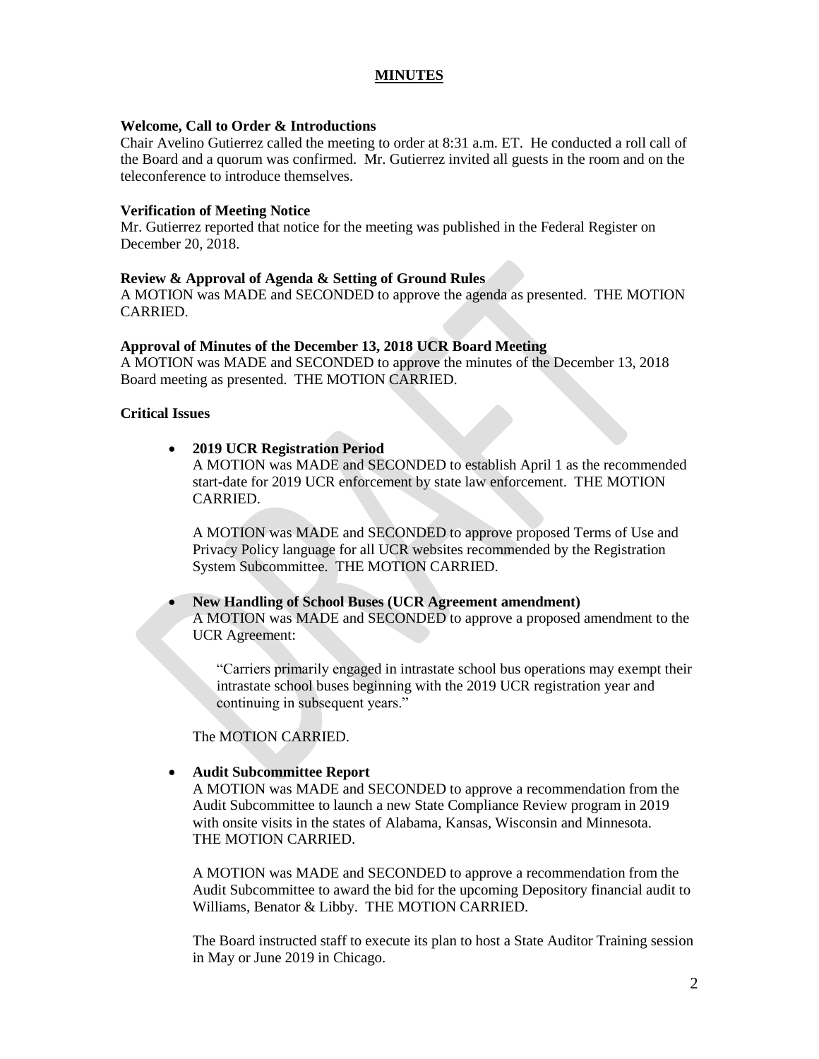# MINUTES

**Welcome, Call to Order & Introductions**

Chair Avelino Gutierrez called the meeting to order at 8:31 a.m. ET. He conducted a roll call of the Board and a quorum was confirmed. Mr. Gutierrez invited all guests in the room and on the teleconference to introduce themselves.

**Verification of Meeting Notice**

Mr. Gutierrez reported that notice for the meeting was published in the Federal Register on December 20, 2018.

**Review & Approval of Agenda & Setting of Ground Rules**

A MOTION was MADE and SECONDED to approve the agenda as presented. THE MOTION CARRIED.

**Approval of Minutes of the December 13, 2018 UCR Board Meeting**

A MOTION was MADE and SECONDED to approve the minutes of the December 13, 2018 Board meeting as presented. THE MOTION CARRIED.

**Critical Issues**

- **2019 UCR Registration Period**

  A MOTION was MADE and SECONDED to establish April 1 as the recommended start-date for 2019 UCR enforcement by state law enforcement. THE MOTION CARRIED.

  A MOTION was MADE and SECONDED to approve proposed Terms of Use and Privacy Policy language for all UCR websites recommended by the Registration System Subcommittee. THE MOTION CARRIED.

- **New Handling of School Buses (UCR Agreement amendment)**

  A MOTION was MADE and SECONDED to approve a proposed amendment to the UCR Agreement:

  > "Carriers primarily engaged in intrastate school bus operations may exempt their intrastate school buses beginning with the 2019 UCR registration year and continuing in subsequent years."

  The MOTION CARRIED.

- **Audit Subcommittee Report**

  A MOTION was MADE and SECONDED to approve a recommendation from the Audit Subcommittee to launch a new State Compliance Review program in 2019 with onsite visits in the states of Alabama, Kansas, Wisconsin and Minnesota. THE MOTION CARRIED.

  A MOTION was MADE and SECONDED to approve a recommendation from the Audit Subcommittee to award the bid for the upcoming Depository financial audit to Williams, Benator & Libby. THE MOTION CARRIED.

  The Board instructed staff to execute its plan to host a State Auditor Training session in May or June 2019 in Chicago.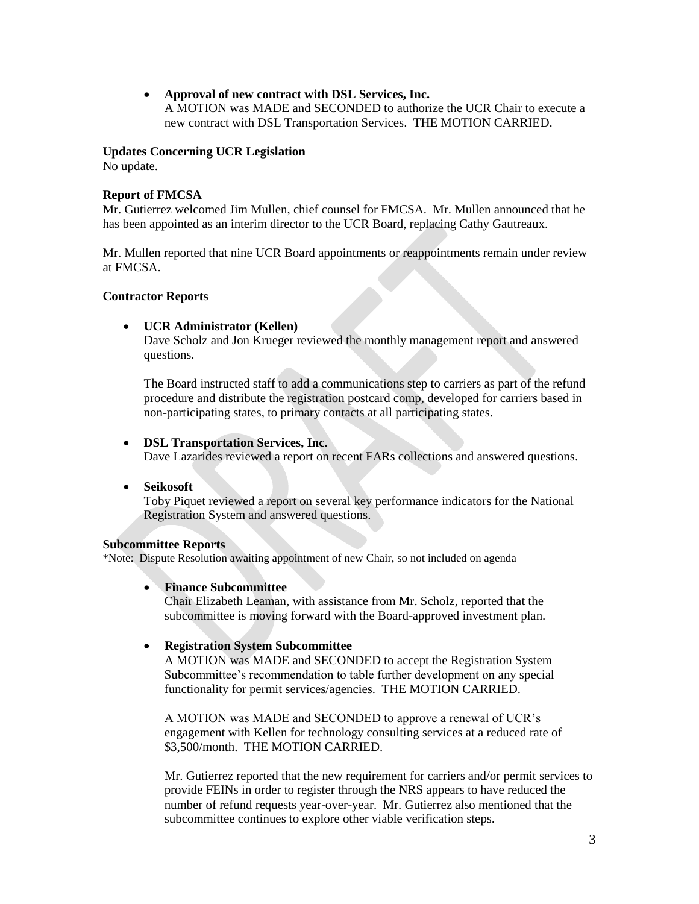- **Approval of new contract with DSL Services, Inc.**
  A MOTION was MADE and SECONDED to authorize the UCR Chair to execute a new contract with DSL Transportation Services. THE MOTION CARRIED.

**Updates Concerning UCR Legislation**
No update.

**Report of FMCSA**
Mr. Gutierrez welcomed Jim Mullen, chief counsel for FMCSA. Mr. Mullen announced that he has been appointed as an interim director to the UCR Board, replacing Cathy Gautreaux.

Mr. Mullen reported that nine UCR Board appointments or reappointments remain under review at FMCSA.

**Contractor Reports**

- **UCR Administrator (Kellen)**
  Dave Scholz and Jon Krueger reviewed the monthly management report and answered questions.

  The Board instructed staff to add a communications step to carriers as part of the refund procedure and distribute the registration postcard comp, developed for carriers based in non-participating states, to primary contacts at all participating states.

- **DSL Transportation Services, Inc.**
  Dave Lazarides reviewed a report on recent FARs collections and answered questions.

- **Seikosoft**
  Toby Piquet reviewed a report on several key performance indicators for the National Registration System and answered questions.

**Subcommittee Reports**
*Note: Dispute Resolution awaiting appointment of new Chair, so not included on agenda

- **Finance Subcommittee**
  Chair Elizabeth Leaman, with assistance from Mr. Scholz, reported that the subcommittee is moving forward with the Board-approved investment plan.

- **Registration System Subcommittee**
  A MOTION was MADE and SECONDED to accept the Registration System Subcommittee's recommendation to table further development on any special functionality for permit services/agencies. THE MOTION CARRIED.

  A MOTION was MADE and SECONDED to approve a renewal of UCR's engagement with Kellen for technology consulting services at a reduced rate of $3,500/month. THE MOTION CARRIED.

  Mr. Gutierrez reported that the new requirement for carriers and/or permit services to provide FEINs in order to register through the NRS appears to have reduced the number of refund requests year-over-year. Mr. Gutierrez also mentioned that the subcommittee continues to explore other viable verification steps.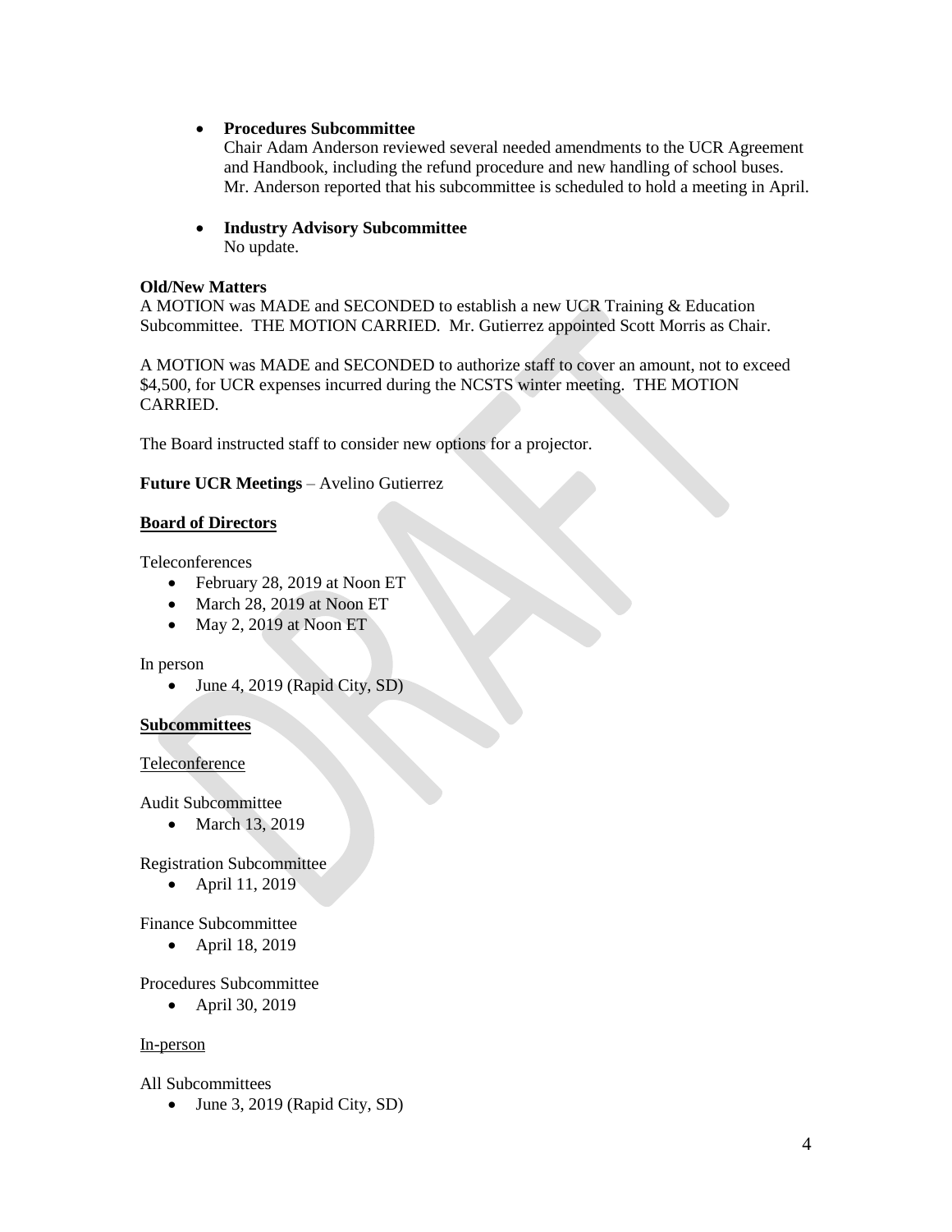- **Procedures Subcommittee**
  Chair Adam Anderson reviewed several needed amendments to the UCR Agreement and Handbook, including the refund procedure and new handling of school buses. Mr. Anderson reported that his subcommittee is scheduled to hold a meeting in April.

- **Industry Advisory Subcommittee**
  No update.

**Old/New Matters**
A MOTION was MADE and SECONDED to establish a new UCR Training & Education Subcommittee. THE MOTION CARRIED. Mr. Gutierrez appointed Scott Morris as Chair.

A MOTION was MADE and SECONDED to authorize staff to cover an amount, not to exceed $4,500, for UCR expenses incurred during the NCSTS winter meeting. THE MOTION CARRIED.

The Board instructed staff to consider new options for a projector.

**Future UCR Meetings** – Avelino Gutierrez

**<u>Board of Directors</u>**

Teleconferences

- February 28, 2019 at Noon ET
- March 28, 2019 at Noon ET
- May 2, 2019 at Noon ET

In person

- June 4, 2019 (Rapid City, SD)

**<u>Subcommittees</u>**

<u>Teleconference</u>

Audit Subcommittee

- March 13, 2019

Registration Subcommittee

- April 11, 2019

Finance Subcommittee

- April 18, 2019

Procedures Subcommittee

- April 30, 2019

<u>In-person</u>

All Subcommittees

- June 3, 2019 (Rapid City, SD)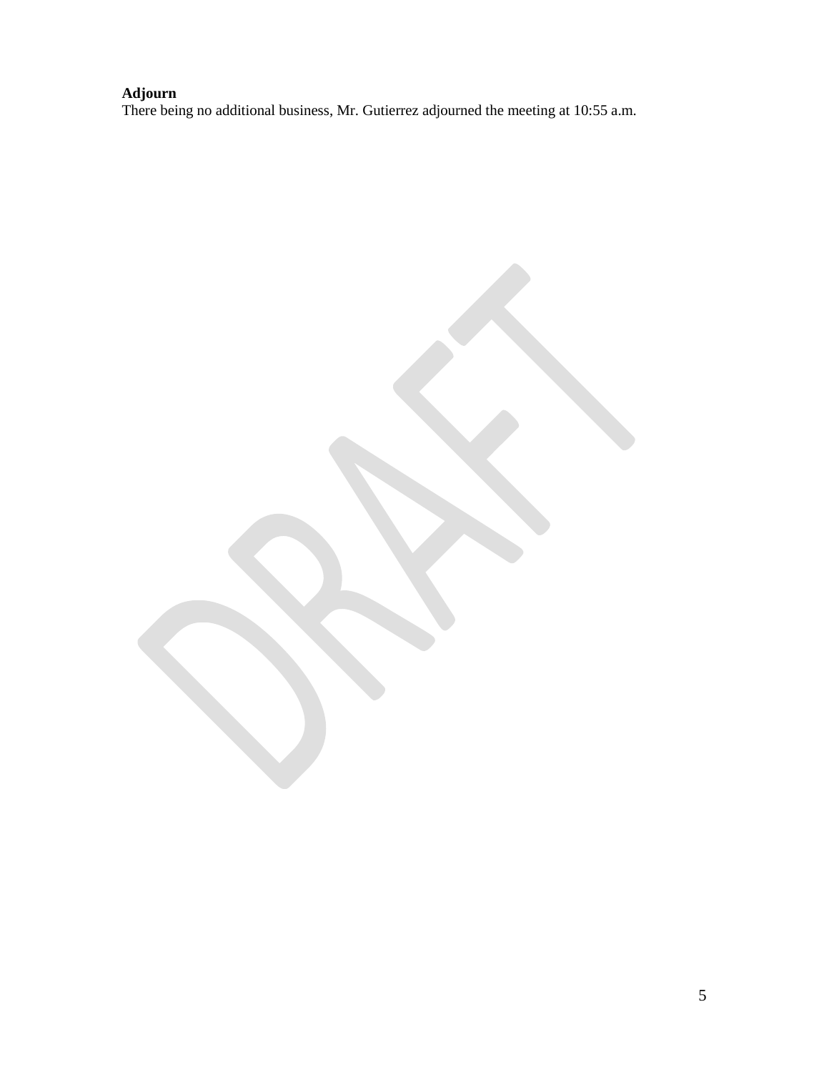**Adjourn**

There being no additional business, Mr. Gutierrez adjourned the meeting at 10:55 a.m.